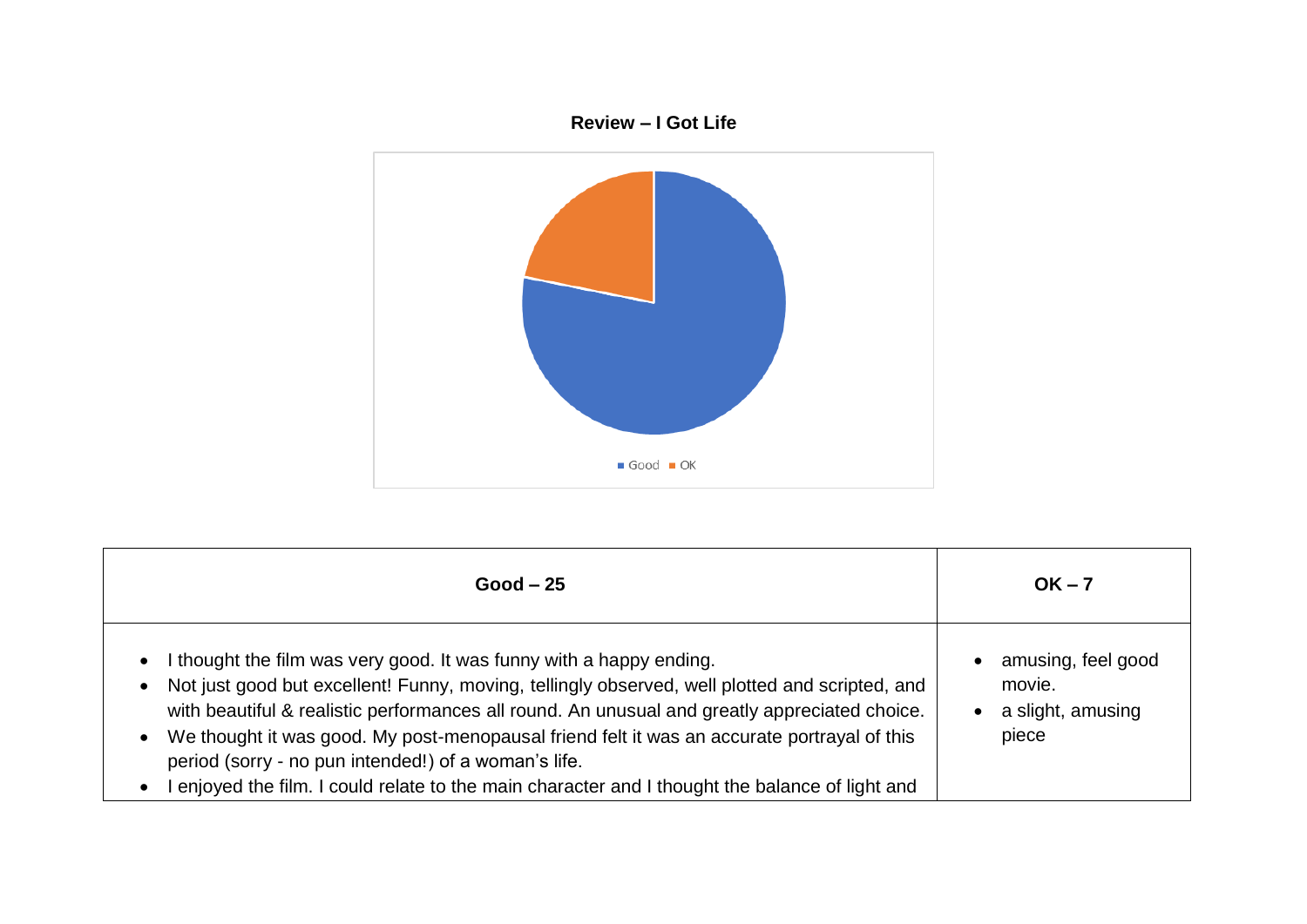**Review – I Got Life**

Good ■ OK

| Good – 25 | OK – 7 |
|---|---|
| • I thought the film was very good. It was funny with a happy ending.<br>• Not just good but excellent! Funny, moving, tellingly observed, well plotted and scripted, and with beautiful & realistic performances all round. An unusual and greatly appreciated choice.<br>• We thought it was good. My post-menopausal friend felt it was an accurate portrayal of this period (sorry - no pun intended!) of a woman's life.<br>• I enjoyed the film. I could relate to the main character and I thought the balance of light and | • amusing, feel good movie.<br>• a slight, amusing piece |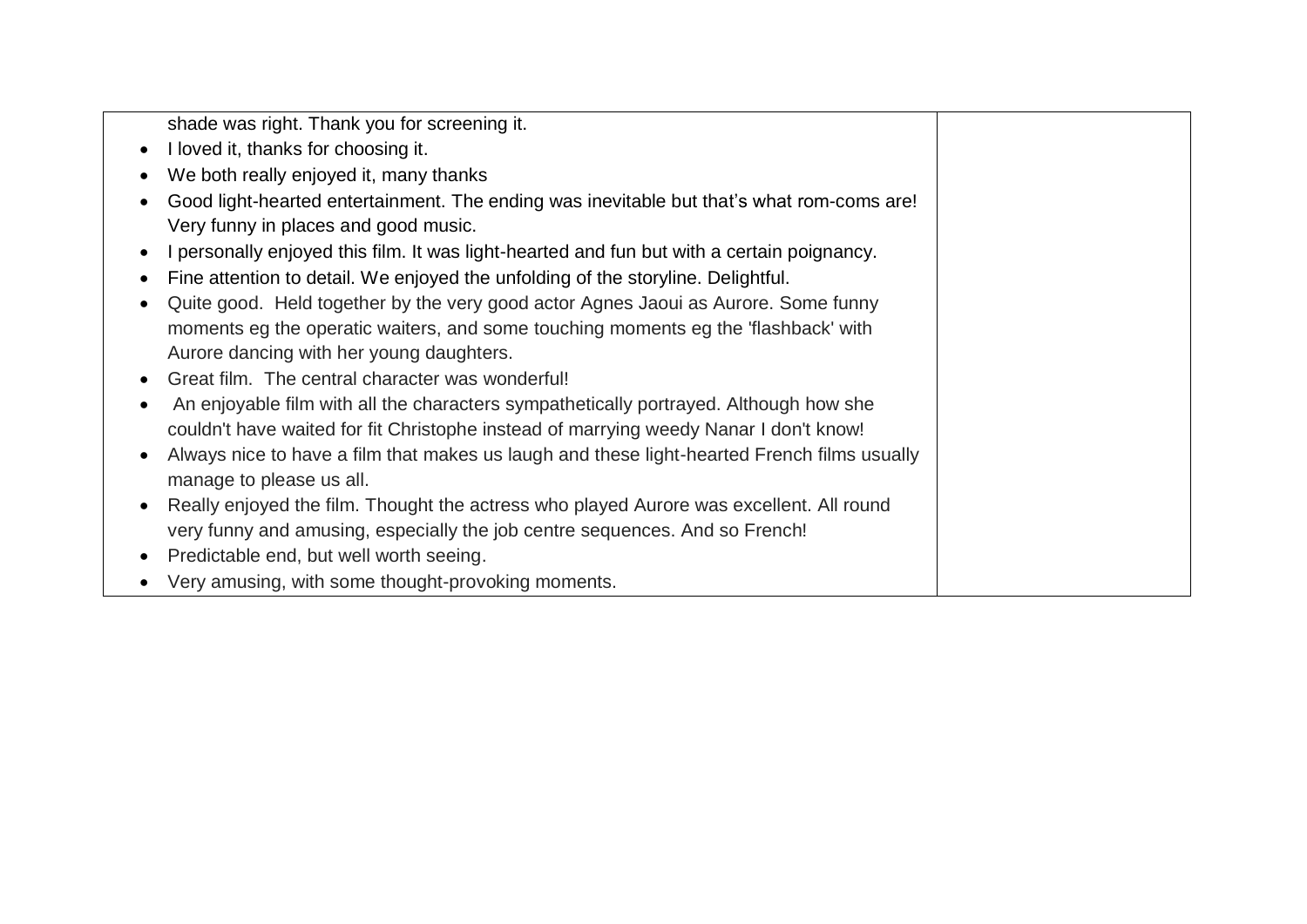| | |
|---|---|
| shade was right. Thank you for screening it.<br>• I loved it, thanks for choosing it.<br>• We both really enjoyed it, many thanks<br>• Good light-hearted entertainment. The ending was inevitable but that's what rom-coms are! Very funny in places and good music.<br>• I personally enjoyed this film. It was light-hearted and fun but with a certain poignancy.<br>• Fine attention to detail. We enjoyed the unfolding of the storyline. Delightful.<br>• Quite good. Held together by the very good actor Agnes Jaoui as Aurore. Some funny moments eg the operatic waiters, and some touching moments eg the 'flashback' with Aurore dancing with her young daughters.<br>• Great film. The central character was wonderful!<br>• An enjoyable film with all the characters sympathetically portrayed. Although how she couldn't have waited for fit Christophe instead of marrying weedy Nanar I don't know!<br>• Always nice to have a film that makes us laugh and these light-hearted French films usually manage to please us all.<br>• Really enjoyed the film. Thought the actress who played Aurore was excellent. All round very funny and amusing, especially the job centre sequences. And so French!<br>• Predictable end, but well worth seeing.<br>• Very amusing, with some thought-provoking moments. | |